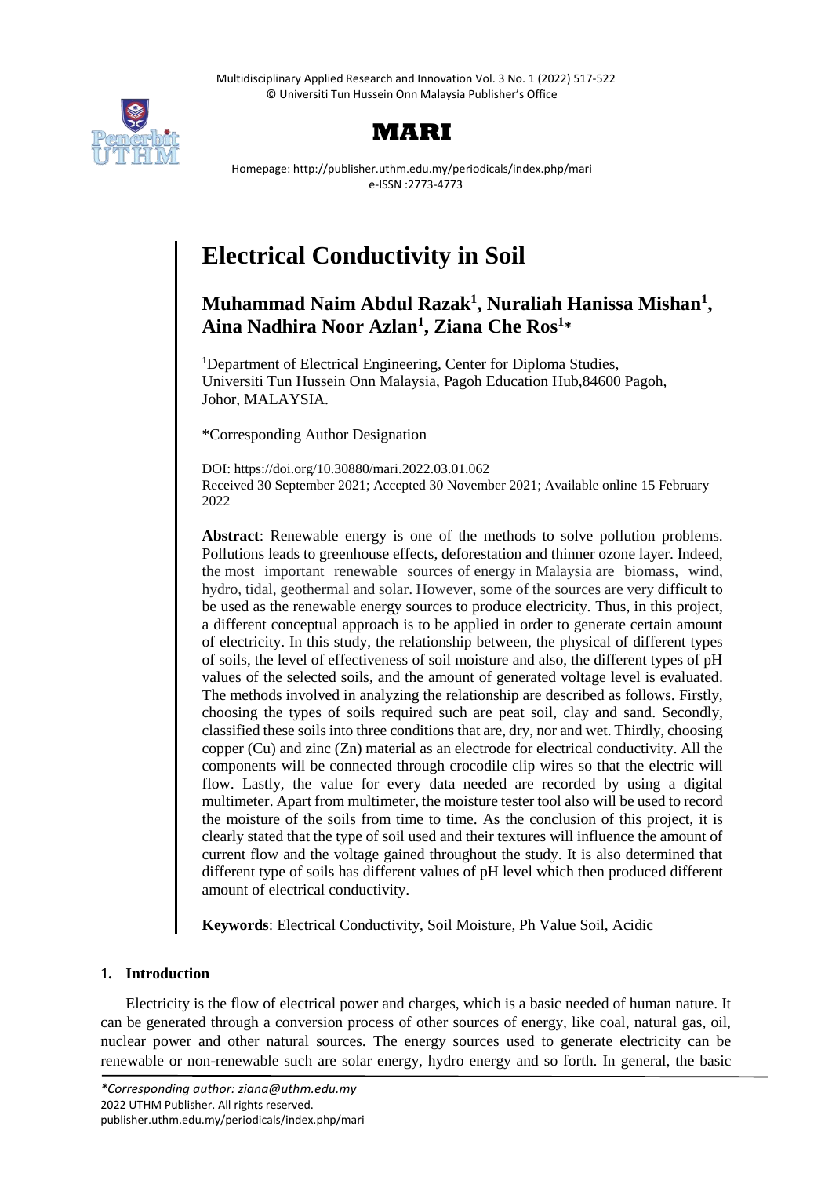# Electrical Conductivity in Soil

**Muhammad Naim Abdul Razak[1], Nuraliah Hanissa Mishan[1], Aina Nadhira Noor Azlan[1], Ziana Che Ros[1]***

[1]Department of Electrical Engineering, Center for Diploma Studies, Universiti Tun Hussein Onn Malaysia, Pagoh Education Hub,84600 Pagoh, Johor, MALAYSIA.

*Corresponding Author Designation

DOI: https://doi.org/10.30880/mari.2022.03.01.062
Received 30 September 2021; Accepted 30 November 2021; Available online 15 February 2022

**Abstract**: Renewable energy is one of the methods to solve pollution problems. Pollutions leads to greenhouse effects, deforestation and thinner ozone layer. Indeed, the most important renewable sources of energy in Malaysia are biomass, wind, hydro, tidal, geothermal and solar. However, some of the sources are very difficult to be used as the renewable energy sources to produce electricity. Thus, in this project, a different conceptual approach is to be applied in order to generate certain amount of electricity. In this study, the relationship between, the physical of different types of soils, the level of effectiveness of soil moisture and also, the different types of pH values of the selected soils, and the amount of generated voltage level is evaluated. The methods involved in analyzing the relationship are described as follows. Firstly, choosing the types of soils required such are peat soil, clay and sand. Secondly, classified these soils into three conditions that are, dry, nor and wet. Thirdly, choosing copper (Cu) and zinc (Zn) material as an electrode for electrical conductivity. All the components will be connected through crocodile clip wires so that the electric will flow. Lastly, the value for every data needed are recorded by using a digital multimeter. Apart from multimeter, the moisture tester tool also will be used to record the moisture of the soils from time to time. As the conclusion of this project, it is clearly stated that the type of soil used and their textures will influence the amount of current flow and the voltage gained throughout the study. It is also determined that different type of soils has different values of pH level which then produced different amount of electrical conductivity.

**Keywords**: Electrical Conductivity, Soil Moisture, Ph Value Soil, Acidic

## 1. Introduction

Electricity is the flow of electrical power and charges, which is a basic needed of human nature. It can be generated through a conversion process of other sources of energy, like coal, natural gas, oil, nuclear power and other natural sources. The energy sources used to generate electricity can be renewable or non-renewable such are solar energy, hydro energy and so forth. In general, the basic

*Corresponding author: ziana@uthm.edu.my
2022 UTHM Publisher. All rights reserved.
publisher.uthm.edu.my/periodicals/index.php/mari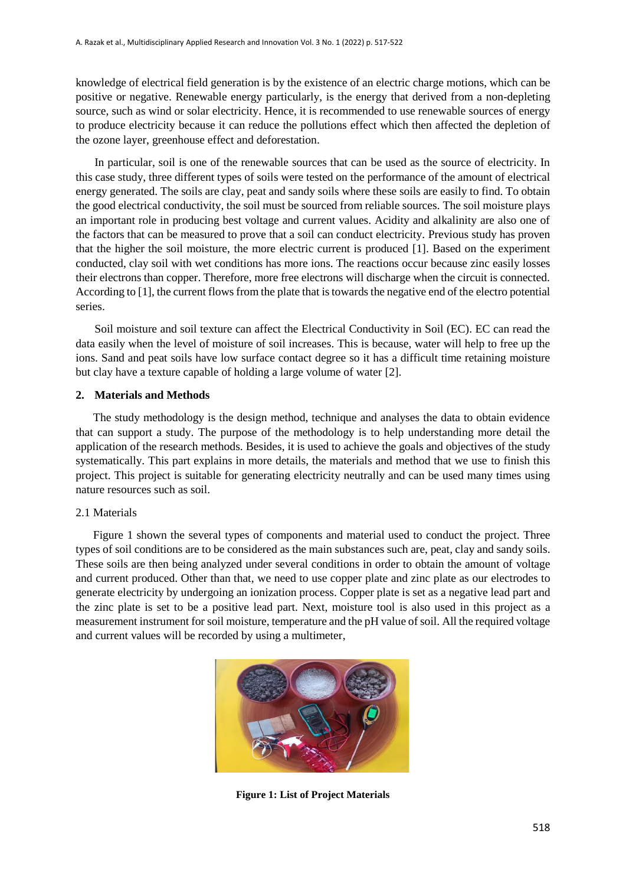knowledge of electrical field generation is by the existence of an electric charge motions, which can be positive or negative. Renewable energy particularly, is the energy that derived from a non-depleting source, such as wind or solar electricity. Hence, it is recommended to use renewable sources of energy to produce electricity because it can reduce the pollutions effect which then affected the depletion of the ozone layer, greenhouse effect and deforestation.

In particular, soil is one of the renewable sources that can be used as the source of electricity. In this case study, three different types of soils were tested on the performance of the amount of electrical energy generated. The soils are clay, peat and sandy soils where these soils are easily to find. To obtain the good electrical conductivity, the soil must be sourced from reliable sources. The soil moisture plays an important role in producing best voltage and current values. Acidity and alkalinity are also one of the factors that can be measured to prove that a soil can conduct electricity. Previous study has proven that the higher the soil moisture, the more electric current is produced [1]. Based on the experiment conducted, clay soil with wet conditions has more ions. The reactions occur because zinc easily losses their electrons than copper. Therefore, more free electrons will discharge when the circuit is connected. According to [1], the current flows from the plate that is towards the negative end of the electro potential series.

Soil moisture and soil texture can affect the Electrical Conductivity in Soil (EC). EC can read the data easily when the level of moisture of soil increases. This is because, water will help to free up the ions. Sand and peat soils have low surface contact degree so it has a difficult time retaining moisture but clay have a texture capable of holding a large volume of water [2].

## 2. Materials and Methods

The study methodology is the design method, technique and analyses the data to obtain evidence that can support a study. The purpose of the methodology is to help understanding more detail the application of the research methods. Besides, it is used to achieve the goals and objectives of the study systematically. This part explains in more details, the materials and method that we use to finish this project. This project is suitable for generating electricity neutrally and can be used many times using nature resources such as soil.

### 2.1 Materials

Figure 1 shown the several types of components and material used to conduct the project. Three types of soil conditions are to be considered as the main substances such are, peat, clay and sandy soils. These soils are then being analyzed under several conditions in order to obtain the amount of voltage and current produced. Other than that, we need to use copper plate and zinc plate as our electrodes to generate electricity by undergoing an ionization process. Copper plate is set as a negative lead part and the zinc plate is set to be a positive lead part. Next, moisture tool is also used in this project as a measurement instrument for soil moisture, temperature and the pH value of soil. All the required voltage and current values will be recorded by using a multimeter,

**Figure 1: List of Project Materials**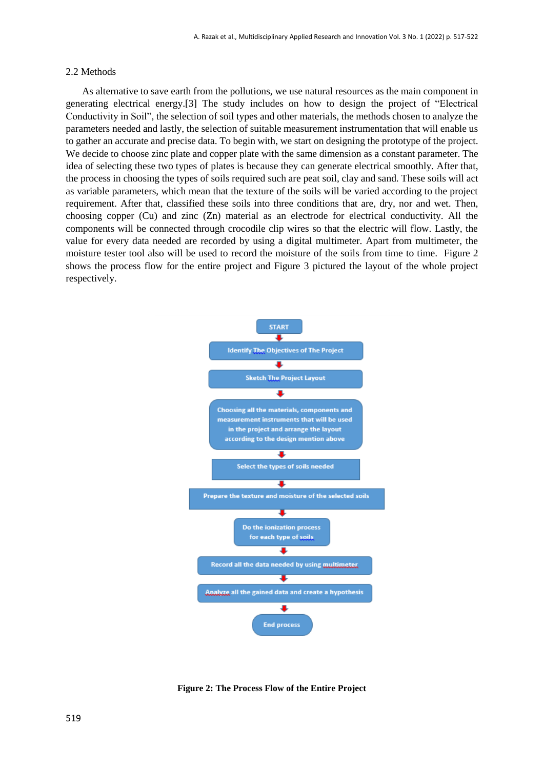## 2.2 Methods

As alternative to save earth from the pollutions, we use natural resources as the main component in generating electrical energy.[3] The study includes on how to design the project of "Electrical Conductivity in Soil", the selection of soil types and other materials, the methods chosen to analyze the parameters needed and lastly, the selection of suitable measurement instrumentation that will enable us to gather an accurate and precise data. To begin with, we start on designing the prototype of the project. We decide to choose zinc plate and copper plate with the same dimension as a constant parameter. The idea of selecting these two types of plates is because they can generate electrical smoothly. After that, the process in choosing the types of soils required such are peat soil, clay and sand. These soils will act as variable parameters, which mean that the texture of the soils will be varied according to the project requirement. After that, classified these soils into three conditions that are, dry, nor and wet. Then, choosing copper (Cu) and zinc (Zn) material as an electrode for electrical conductivity. All the components will be connected through crocodile clip wires so that the electric will flow. Lastly, the value for every data needed are recorded by using a digital multimeter. Apart from multimeter, the moisture tester tool also will be used to record the moisture of the soils from time to time. Figure 2 shows the process flow for the entire project and Figure 3 pictured the layout of the whole project respectively.

START

↓

Identify The Objectives of The Project

↓

Sketch The Project Layout

↓

Choosing all the materials, components and measurement instruments that will be used in the project and arrange the layout according to the design mention above

↓

Select the types of soils needed

↓

Prepare the texture and moisture of the selected soils

↓

Do the ionization process for each type of soils

↓

Record all the data needed by using multimeter

↓

Analyze all the gained data and create a hypothesis

↓

End process

**Figure 2: The Process Flow of the Entire Project**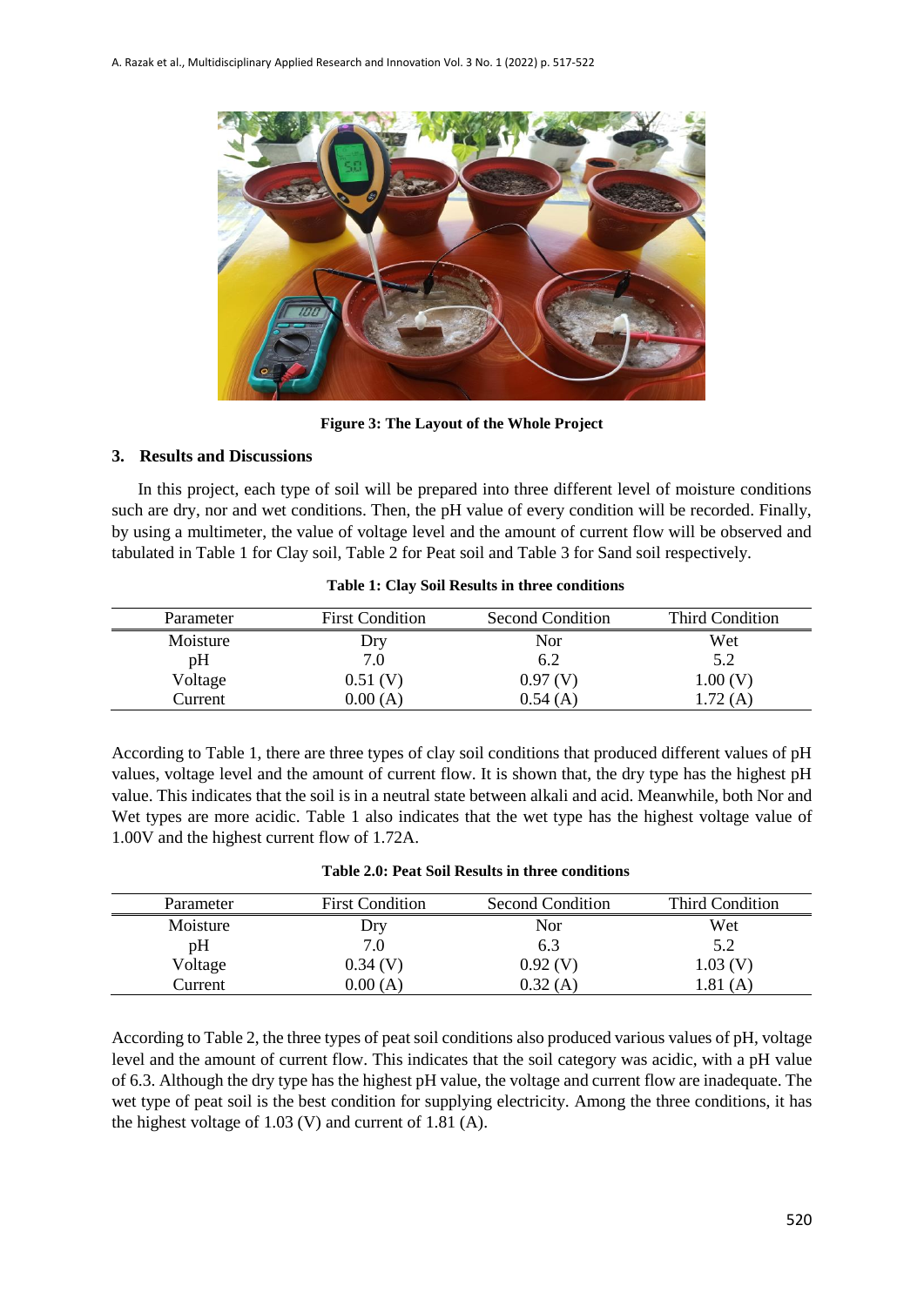**Figure 3: The Layout of the Whole Project**

## 3. Results and Discussions

In this project, each type of soil will be prepared into three different level of moisture conditions such are dry, nor and wet conditions. Then, the pH value of every condition will be recorded. Finally, by using a multimeter, the value of voltage level and the amount of current flow will be observed and tabulated in Table 1 for Clay soil, Table 2 for Peat soil and Table 3 for Sand soil respectively.

**Table 1: Clay Soil Results in three conditions**

| Parameter | First Condition | Second Condition | Third Condition |
|---|---|---|---|
| Moisture | Dry | Nor | Wet |
| pH | 7.0 | 6.2 | 5.2 |
| Voltage | 0.51 (V) | 0.97 (V) | 1.00 (V) |
| Current | 0.00 (A) | 0.54 (A) | 1.72 (A) |

According to Table 1, there are three types of clay soil conditions that produced different values of pH values, voltage level and the amount of current flow. It is shown that, the dry type has the highest pH value. This indicates that the soil is in a neutral state between alkali and acid. Meanwhile, both Nor and Wet types are more acidic. Table 1 also indicates that the wet type has the highest voltage value of 1.00V and the highest current flow of 1.72A.

**Table 2.0: Peat Soil Results in three conditions**

| Parameter | First Condition | Second Condition | Third Condition |
|---|---|---|---|
| Moisture | Dry | Nor | Wet |
| pH | 7.0 | 6.3 | 5.2 |
| Voltage | 0.34 (V) | 0.92 (V) | 1.03 (V) |
| Current | 0.00 (A) | 0.32 (A) | 1.81 (A) |

According to Table 2, the three types of peat soil conditions also produced various values of pH, voltage level and the amount of current flow. This indicates that the soil category was acidic, with a pH value of 6.3. Although the dry type has the highest pH value, the voltage and current flow are inadequate. The wet type of peat soil is the best condition for supplying electricity. Among the three conditions, it has the highest voltage of 1.03 (V) and current of 1.81 (A).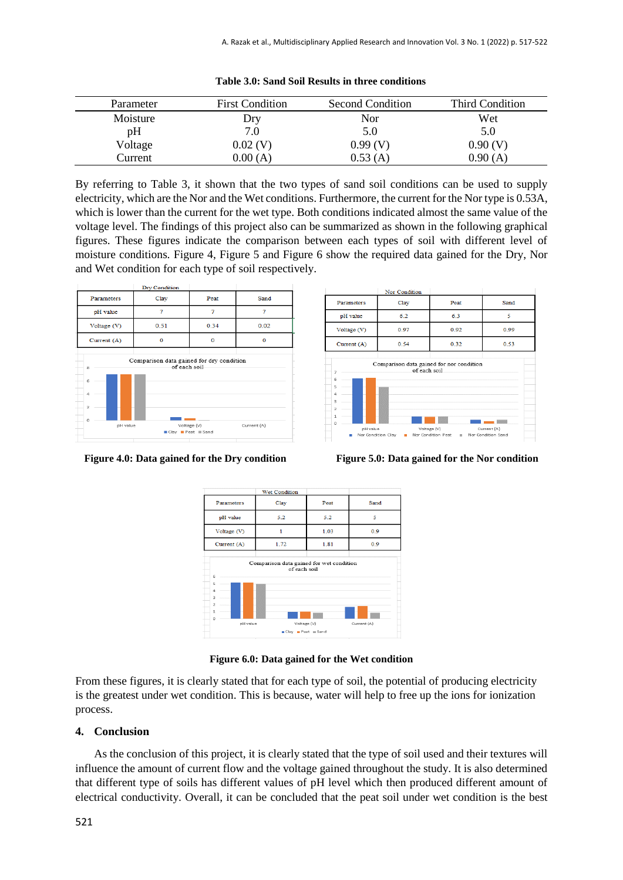**Table 3.0: Sand Soil Results in three conditions**

| Parameter | First Condition | Second Condition | Third Condition |
|---|---|---|---|
| Moisture | Dry | Nor | Wet |
| pH | 7.0 | 5.0 | 5.0 |
| Voltage | 0.02 (V) | 0.99 (V) | 0.90 (V) |
| Current | 0.00 (A) | 0.53 (A) | 0.90 (A) |

By referring to Table 3, it shown that the two types of sand soil conditions can be used to supply electricity, which are the Nor and the Wet conditions. Furthermore, the current for the Nor type is 0.53A, which is lower than the current for the wet type. Both conditions indicated almost the same value of the voltage level. The findings of this project also can be summarized as shown in the following graphical figures. These figures indicate the comparison between each types of soil with different level of moisture conditions. Figure 4, Figure 5 and Figure 6 show the required data gained for the Dry, Nor and Wet condition for each type of soil respectively.

| Dry Condition | | | |
|---|---|---|---|
| Parameters | Clay | Peat | Sand |
| pH value | 7 | 7 | 7 |
| Voltage (V) | 0.51 | 0.34 | 0.02 |
| Current (A) | 0 | 0 | 0 |

**Figure 4.0: Data gained for the Dry condition**

| Nor Condition | | | |
|---|---|---|---|
| Parameters | Clay | Peat | Sand |
| pH value | 6.2 | 6.3 | 5 |
| Voltage (V) | 0.97 | 0.92 | 0.99 |
| Current (A) | 0.54 | 0.32 | 0.53 |

**Figure 5.0: Data gained for the Nor condition**

| Wet Condition | | | |
|---|---|---|---|
| Parameters | Clay | Peat | Sand |
| pH value | 5.2 | 5.2 | 5 |
| Voltage (V) | 1 | 1.03 | 0.9 |
| Current (A) | 1.72 | 1.81 | 0.9 |

**Figure 6.0: Data gained for the Wet condition**

From these figures, it is clearly stated that for each type of soil, the potential of producing electricity is the greatest under wet condition. This is because, water will help to free up the ions for ionization process.

## 4. Conclusion

As the conclusion of this project, it is clearly stated that the type of soil used and their textures will influence the amount of current flow and the voltage gained throughout the study. It is also determined that different type of soils has different values of pH level which then produced different amount of electrical conductivity. Overall, it can be concluded that the peat soil under wet condition is the best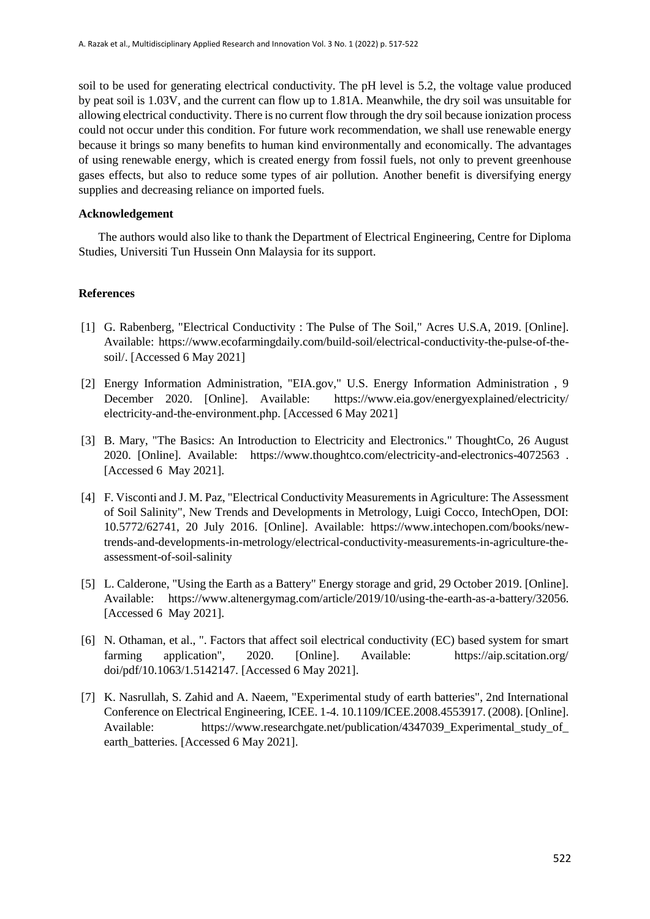soil to be used for generating electrical conductivity. The pH level is 5.2, the voltage value produced by peat soil is 1.03V, and the current can flow up to 1.81A. Meanwhile, the dry soil was unsuitable for allowing electrical conductivity. There is no current flow through the dry soil because ionization process could not occur under this condition. For future work recommendation, we shall use renewable energy because it brings so many benefits to human kind environmentally and economically. The advantages of using renewable energy, which is created energy from fossil fuels, not only to prevent greenhouse gases effects, but also to reduce some types of air pollution. Another benefit is diversifying energy supplies and decreasing reliance on imported fuels.

## Acknowledgement

The authors would also like to thank the Department of Electrical Engineering, Centre for Diploma Studies, Universiti Tun Hussein Onn Malaysia for its support.

## References

[1] G. Rabenberg, "Electrical Conductivity : The Pulse of The Soil," Acres U.S.A, 2019. [Online]. Available: https://www.ecofarmingdaily.com/build-soil/electrical-conductivity-the-pulse-of-the-soil/. [Accessed 6 May 2021]

[2] Energy Information Administration, "EIA.gov," U.S. Energy Information Administration , 9 December 2020. [Online]. Available: https://www.eia.gov/energyexplained/electricity/electricity-and-the-environment.php. [Accessed 6 May 2021]

[3] B. Mary, "The Basics: An Introduction to Electricity and Electronics." ThoughtCo, 26 August 2020. [Online]. Available: https://www.thoughtco.com/electricity-and-electronics-4072563 . [Accessed 6 May 2021].

[4] F. Visconti and J. M. Paz, "Electrical Conductivity Measurements in Agriculture: The Assessment of Soil Salinity", New Trends and Developments in Metrology, Luigi Cocco, IntechOpen, DOI: 10.5772/62741, 20 July 2016. [Online]. Available: https://www.intechopen.com/books/new-trends-and-developments-in-metrology/electrical-conductivity-measurements-in-agriculture-the-assessment-of-soil-salinity

[5] L. Calderone, "Using the Earth as a Battery" Energy storage and grid, 29 October 2019. [Online]. Available: https://www.altenergymag.com/article/2019/10/using-the-earth-as-a-battery/32056. [Accessed 6 May 2021].

[6] N. Othaman, et al., ". Factors that affect soil electrical conductivity (EC) based system for smart farming application", 2020. [Online]. Available: https://aip.scitation.org/doi/pdf/10.1063/1.5142147. [Accessed 6 May 2021].

[7] K. Nasrullah, S. Zahid and A. Naeem, "Experimental study of earth batteries", 2nd International Conference on Electrical Engineering, ICEE. 1-4. 10.1109/ICEE.2008.4553917. (2008). [Online]. Available: https://www.researchgate.net/publication/4347039_Experimental_study_of_earth_batteries. [Accessed 6 May 2021].